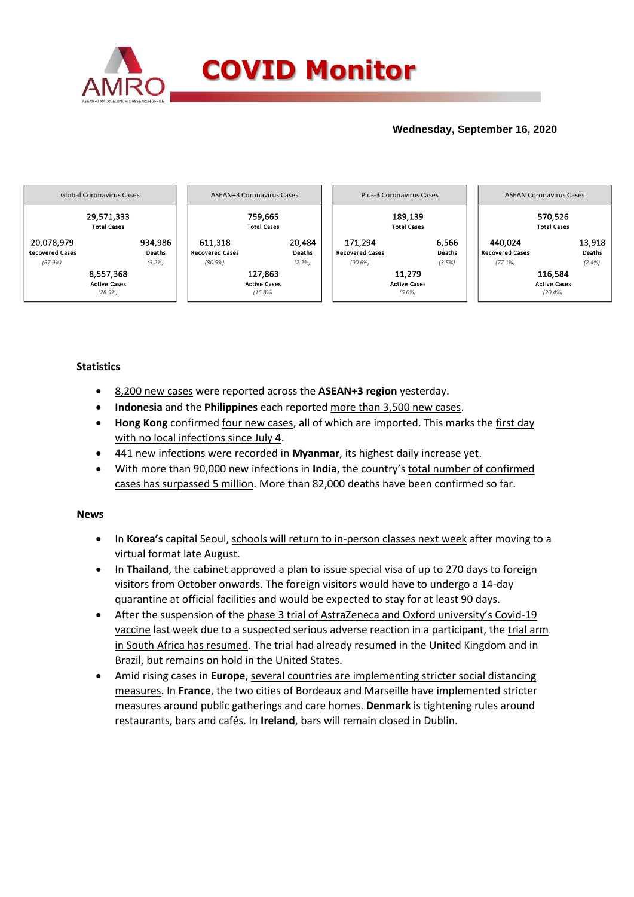# COVID Monitor

**Wednesday, September 16, 2020**

| Global Coronavirus Cases | | ASEAN+3 Coronavirus Cases | | Plus-3 Coronavirus Cases | | ASEAN Coronavirus Cases | |
|---|---|---|---|---|---|---|---|
| 29,571,333 Total Cases | | 759,665 Total Cases | | 189,139 Total Cases | | 570,526 Total Cases | |
| 20,078,979 Recovered Cases (67.9%) | 934,986 Deaths (3.2%) | 611,318 Recovered Cases (80.5%) | 20,484 Deaths (2.7%) | 171,294 Recovered Cases (90.6%) | 6,566 Deaths (3.5%) | 440,024 Recovered Cases (77.1%) | 13,918 Deaths (2.4%) |
| 8,557,368 Active Cases (28.9%) | | 127,863 Active Cases (16.8%) | | 11,279 Active Cases (6.0%) | | 116,584 Active Cases (20.4%) | |

**Statistics**

- 8,200 new cases were reported across the **ASEAN+3 region** yesterday.
- **Indonesia** and the **Philippines** each reported more than 3,500 new cases.
- **Hong Kong** confirmed four new cases, all of which are imported. This marks the first day with no local infections since July 4.
- 441 new infections were recorded in **Myanmar**, its highest daily increase yet.
- With more than 90,000 new infections in **India**, the country's total number of confirmed cases has surpassed 5 million. More than 82,000 deaths have been confirmed so far.

**News**

- In **Korea's** capital Seoul, schools will return to in-person classes next week after moving to a virtual format late August.
- In **Thailand**, the cabinet approved a plan to issue special visa of up to 270 days to foreign visitors from October onwards. The foreign visitors would have to undergo a 14-day quarantine at official facilities and would be expected to stay for at least 90 days.
- After the suspension of the phase 3 trial of AstraZeneca and Oxford university's Covid-19 vaccine last week due to a suspected serious adverse reaction in a participant, the trial arm in South Africa has resumed. The trial had already resumed in the United Kingdom and in Brazil, but remains on hold in the United States.
- Amid rising cases in **Europe**, several countries are implementing stricter social distancing measures. In **France**, the two cities of Bordeaux and Marseille have implemented stricter measures around public gatherings and care homes. **Denmark** is tightening rules around restaurants, bars and cafés. In **Ireland**, bars will remain closed in Dublin.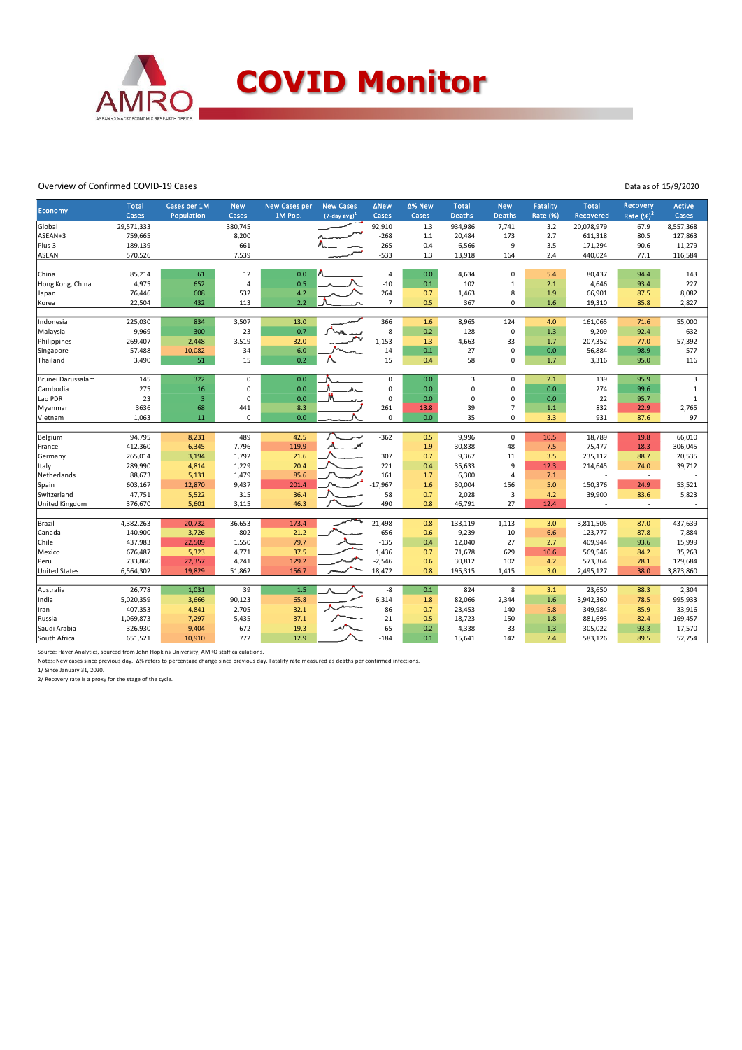# COVID Monitor

Overview of Confirmed COVID-19 Cases

Data as of 15/9/2020

| Economy | Total Cases | Cases per 1M Population | New Cases | New Cases per 1M Pop. | New Cases (7-day avg)[1] | ΔNew Cases | Δ% New Cases | Total Deaths | New Deaths | Fatality Rate (%) | Total Recovered | Recovery Rate (%)[2] | Active Cases |
|---|---|---|---|---|---|---|---|---|---|---|---|---|---|
| Global | 29,571,333 | | 380,745 | | | 92,910 | 1.3 | 934,986 | 7,741 | 3.2 | 20,078,979 | 67.9 | 8,557,368 |
| ASEAN+3 | 759,665 | | 8,200 | | | -268 | 1.1 | 20,484 | 173 | 2.7 | 611,318 | 80.5 | 127,863 |
| Plus-3 | 189,139 | | 661 | | | 265 | 0.4 | 6,566 | 9 | 3.5 | 171,294 | 90.6 | 11,279 |
| ASEAN | 570,526 | | 7,539 | | | -533 | 1.3 | 13,918 | 164 | 2.4 | 440,024 | 77.1 | 116,584 |
| | | | | | | | | | | | | | |
| China | 85,214 | 61 | 12 | 0.0 | | 4 | 0.0 | 4,634 | 0 | 5.4 | 80,437 | 94.4 | 143 |
| Hong Kong, China | 4,975 | 652 | 4 | 0.5 | | -10 | 0.1 | 102 | 1 | 2.1 | 4,646 | 93.4 | 227 |
| Japan | 76,446 | 608 | 532 | 4.2 | | 264 | 0.7 | 1,463 | 8 | 1.9 | 66,901 | 87.5 | 8,082 |
| Korea | 22,504 | 432 | 113 | 2.2 | | 7 | 0.5 | 367 | 0 | 1.6 | 19,310 | 85.8 | 2,827 |
| | | | | | | | | | | | | | |
| Indonesia | 225,030 | 834 | 3,507 | 13.0 | | 366 | 1.6 | 8,965 | 124 | 4.0 | 161,065 | 71.6 | 55,000 |
| Malaysia | 9,969 | 300 | 23 | 0.7 | | -8 | 0.2 | 128 | 0 | 1.3 | 9,209 | 92.4 | 632 |
| Philippines | 269,407 | 2,448 | 3,519 | 32.0 | | -1,153 | 1.3 | 4,663 | 33 | 1.7 | 207,352 | 77.0 | 57,392 |
| Singapore | 57,488 | 10,082 | 34 | 6.0 | | -14 | 0.1 | 27 | 0 | 0.0 | 56,884 | 98.9 | 577 |
| Thailand | 3,490 | 51 | 15 | 0.2 | | 15 | 0.4 | 58 | 0 | 1.7 | 3,316 | 95.0 | 116 |
| | | | | | | | | | | | | | |
| Brunei Darussalam | 145 | 322 | 0 | 0.0 | | 0 | 0.0 | 3 | 0 | 2.1 | 139 | 95.9 | 3 |
| Cambodia | 275 | 16 | 0 | 0.0 | | 0 | 0.0 | 0 | 0 | 0.0 | 274 | 99.6 | 1 |
| Lao PDR | 23 | 3 | 0 | 0.0 | | 0 | 0.0 | 0 | 0 | 0.0 | 22 | 95.7 | 1 |
| Myanmar | 3636 | 68 | 441 | 8.3 | | 261 | 13.8 | 39 | 7 | 1.1 | 832 | 22.9 | 2,765 |
| Vietnam | 1,063 | 11 | 0 | 0.0 | | 0 | 0.0 | 35 | 0 | 3.3 | 931 | 87.6 | 97 |
| | | | | | | | | | | | | | |
| Belgium | 94,795 | 8,231 | 489 | 42.5 | | -362 | 0.5 | 9,996 | 0 | 10.5 | 18,789 | 19.8 | 66,010 |
| France | 412,360 | 6,345 | 7,796 | 119.9 | | - | 1.9 | 30,838 | 48 | 7.5 | 75,477 | 18.3 | 306,045 |
| Germany | 265,014 | 3,194 | 1,792 | 21.6 | | 307 | 0.7 | 9,367 | 11 | 3.5 | 235,112 | 88.7 | 20,535 |
| Italy | 289,990 | 4,814 | 1,229 | 20.4 | | 221 | 0.4 | 35,633 | 9 | 12.3 | 214,645 | 74.0 | 39,712 |
| Netherlands | 88,673 | 5,131 | 1,479 | 85.6 | | 161 | 1.7 | 6,300 | 4 | 7.1 | - | - | - |
| Spain | 603,167 | 12,870 | 9,437 | 201.4 | | -17,967 | 1.6 | 30,004 | 156 | 5.0 | 150,376 | 24.9 | 53,521 |
| Switzerland | 47,751 | 5,522 | 315 | 36.4 | | 58 | 0.7 | 2,028 | 3 | 4.2 | 39,900 | 83.6 | 5,823 |
| United Kingdom | 376,670 | 5,601 | 3,115 | 46.3 | | 490 | 0.8 | 46,791 | 27 | 12.4 | - | - | - |
| | | | | | | | | | | | | | |
| Brazil | 4,382,263 | 20,732 | 36,653 | 173.4 | | 21,498 | 0.8 | 133,119 | 1,113 | 3.0 | 3,811,505 | 87.0 | 437,639 |
| Canada | 140,900 | 3,726 | 802 | 21.2 | | -656 | 0.6 | 9,239 | 10 | 6.6 | 123,777 | 87.8 | 7,884 |
| Chile | 437,983 | 22,509 | 1,550 | 79.7 | | -135 | 0.4 | 12,040 | 27 | 2.7 | 409,944 | 93.6 | 15,999 |
| Mexico | 676,487 | 5,323 | 4,771 | 37.5 | | 1,436 | 0.7 | 71,678 | 629 | 10.6 | 569,546 | 84.2 | 35,263 |
| Peru | 733,860 | 22,357 | 4,241 | 129.2 | | -2,546 | 0.6 | 30,812 | 102 | 4.2 | 573,364 | 78.1 | 129,684 |
| United States | 6,564,302 | 19,829 | 51,862 | 156.7 | | 18,472 | 0.8 | 195,315 | 1,415 | 3.0 | 2,495,127 | 38.0 | 3,873,860 |
| | | | | | | | | | | | | | |
| Australia | 26,778 | 1,031 | 39 | 1.5 | | -8 | 0.1 | 824 | 8 | 3.1 | 23,650 | 88.3 | 2,304 |
| India | 5,020,359 | 3,666 | 90,123 | 65.8 | | 6,314 | 1.8 | 82,066 | 2,344 | 1.6 | 3,942,360 | 78.5 | 995,933 |
| Iran | 407,353 | 4,841 | 2,705 | 32.1 | | 86 | 0.7 | 23,453 | 140 | 5.8 | 349,984 | 85.9 | 33,916 |
| Russia | 1,069,873 | 7,297 | 5,435 | 37.1 | | 21 | 0.5 | 18,723 | 150 | 1.8 | 881,693 | 82.4 | 169,457 |
| Saudi Arabia | 326,930 | 9,404 | 672 | 19.3 | | 65 | 0.2 | 4,338 | 33 | 1.3 | 305,022 | 93.3 | 17,570 |
| South Africa | 651,521 | 10,910 | 772 | 12.9 | | -184 | 0.1 | 15,641 | 142 | 2.4 | 583,126 | 89.5 | 52,754 |

Source: Haver Analytics, sourced from John Hopkins University; AMRO staff calculations.

Notes: New cases since previous day. Δ% refers to percentage change since previous day. Fatality rate measured as deaths per confirmed infections.

1/ Since January 31, 2020.

2/ Recovery rate is a proxy for the stage of the cycle.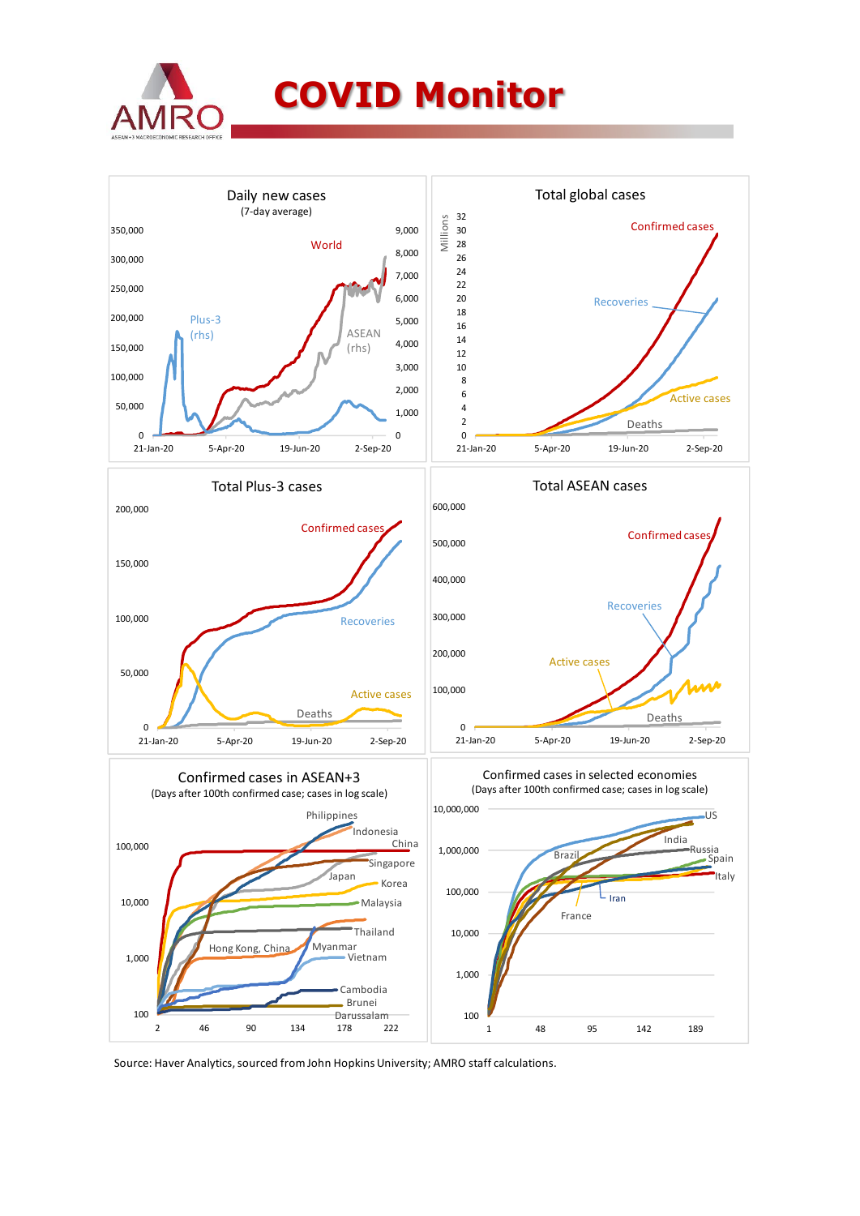# COVID Monitor

AMRO
ASEAN+3 MACROECONOMIC RESEARCH OFFICE

## Daily new cases
(7-day average)

350,000
300,000
250,000
200,000
150,000
100,000
50,000
0

9,000
8,000
7,000
6,000
5,000
4,000
3,000
2,000
1,000
0

World
Plus-3 (rhs)
ASEAN (rhs)

21-Jan-20 5-Apr-20 19-Jun-20 2-Sep-20

## Total global cases

Millions
32
30
28
26
24
22
20
18
16
14
12
10
8
6
4
2
0

Confirmed cases
Recoveries
Active cases
Deaths

21-Jan-20 5-Apr-20 19-Jun-20 2-Sep-20

## Total Plus-3 cases

200,000
150,000
100,000
50,000
0

Confirmed cases
Recoveries
Active cases
Deaths

21-Jan-20 5-Apr-20 19-Jun-20 2-Sep-20

## Total ASEAN cases

600,000
500,000
400,000
300,000
200,000
100,000
0

Confirmed cases
Recoveries
Active cases
Deaths

21-Jan-20 5-Apr-20 19-Jun-20 2-Sep-20

## Confirmed cases in ASEAN+3
(Days after 100th confirmed case; cases in log scale)

100,000
10,000
1,000
100

Philippines
Indonesia
China
Singapore
Japan
Korea
Malaysia
Thailand
Hong Kong, China
Myanmar
Vietnam
Cambodia
Brunei Darussalam

2 46 90 134 178 222

## Confirmed cases in selected economies
(Days after 100th confirmed case; cases in log scale)

10,000,000
1,000,000
100,000
10,000
1,000
100

US
India
Brazil
Russia
Spain
Italy
Iran
France

1 48 95 142 189

Source: Haver Analytics, sourced from John Hopkins University; AMRO staff calculations.